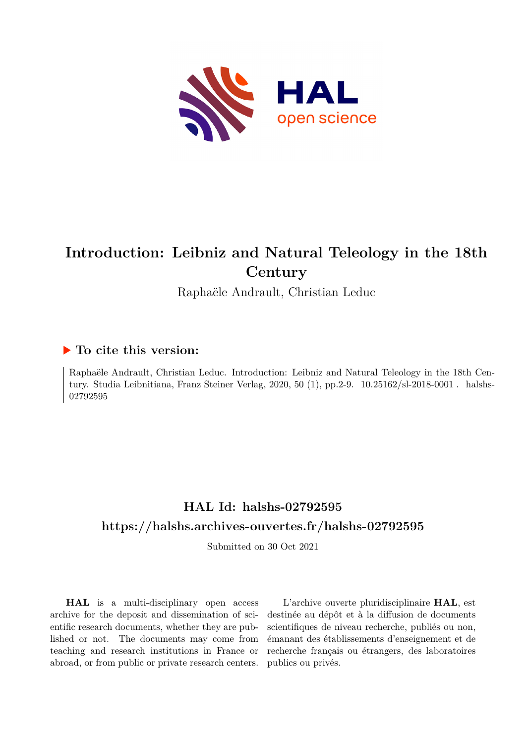# Introduction: Leibniz and Natural Teleology in the 18th Century

Raphaële Andrault, Christian Leduc

## ▶ To cite this version:

Raphaële Andrault, Christian Leduc. Introduction: Leibniz and Natural Teleology in the 18th Century. Studia Leibnitiana, Franz Steiner Verlag, 2020, 50 (1), pp.2-9. 10.25162/sl-2018-0001 . halshs-02792595

## HAL Id: halshs-02792595

## https://halshs.archives-ouvertes.fr/halshs-02792595

Submitted on 30 Oct 2021

**HAL** is a multi-disciplinary open access archive for the deposit and dissemination of scientific research documents, whether they are published or not. The documents may come from teaching and research institutions in France or abroad, or from public or private research centers.

L'archive ouverte pluridisciplinaire **HAL**, est destinée au dépôt et à la diffusion de documents scientifiques de niveau recherche, publiés ou non, émanant des établissements d'enseignement et de recherche français ou étrangers, des laboratoires publics ou privés.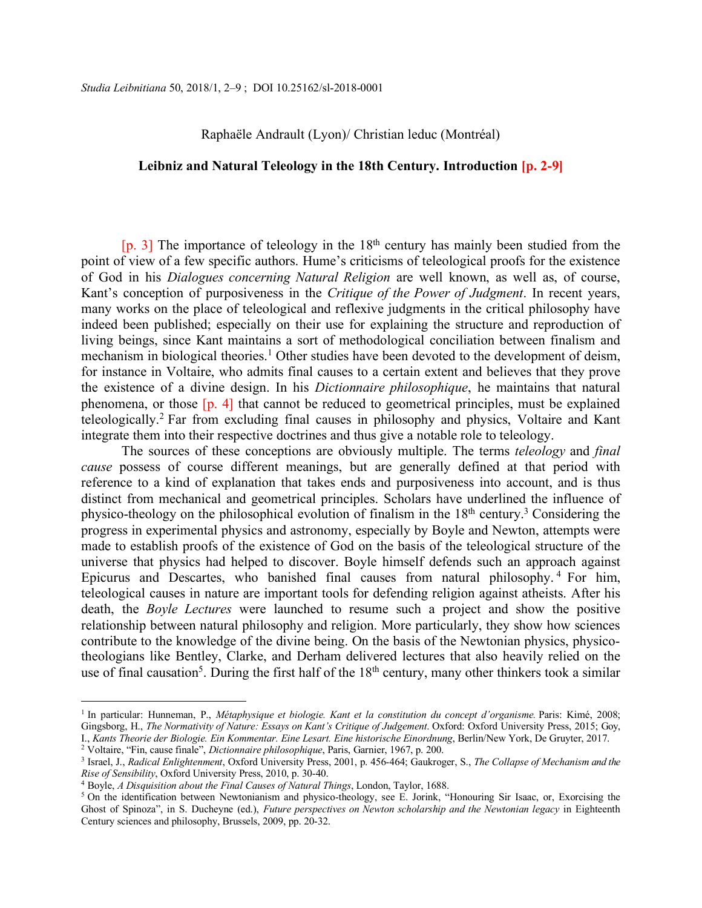*Studia Leibnitiana* 50, 2018/1, 2–9 ; DOI 10.25162/sl-2018-0001

Raphaële Andrault (Lyon)/ Christian leduc (Montréal)

**Leibniz and Natural Teleology in the 18th Century. Introduction [p. 2-9]**

[p. 3] The importance of teleology in the 18th century has mainly been studied from the point of view of a few specific authors. Hume's criticisms of teleological proofs for the existence of God in his *Dialogues concerning Natural Religion* are well known, as well as, of course, Kant's conception of purposiveness in the *Critique of the Power of Judgment*. In recent years, many works on the place of teleological and reflexive judgments in the critical philosophy have indeed been published; especially on their use for explaining the structure and reproduction of living beings, since Kant maintains a sort of methodological conciliation between finalism and mechanism in biological theories.[1] Other studies have been devoted to the development of deism, for instance in Voltaire, who admits final causes to a certain extent and believes that they prove the existence of a divine design. In his *Dictionnaire philosophique*, he maintains that natural phenomena, or those [p. 4] that cannot be reduced to geometrical principles, must be explained teleologically.[2] Far from excluding final causes in philosophy and physics, Voltaire and Kant integrate them into their respective doctrines and thus give a notable role to teleology.

The sources of these conceptions are obviously multiple. The terms *teleology* and *final cause* possess of course different meanings, but are generally defined at that period with reference to a kind of explanation that takes ends and purposiveness into account, and is thus distinct from mechanical and geometrical principles. Scholars have underlined the influence of physico-theology on the philosophical evolution of finalism in the 18th century.[3] Considering the progress in experimental physics and astronomy, especially by Boyle and Newton, attempts were made to establish proofs of the existence of God on the basis of the teleological structure of the universe that physics had helped to discover. Boyle himself defends such an approach against Epicurus and Descartes, who banished final causes from natural philosophy.[4] For him, teleological causes in nature are important tools for defending religion against atheists. After his death, the *Boyle Lectures* were launched to resume such a project and show the positive relationship between natural philosophy and religion. More particularly, they show how sciences contribute to the knowledge of the divine being. On the basis of the Newtonian physics, physico-theologians like Bentley, Clarke, and Derham delivered lectures that also heavily relied on the use of final causation[5]. During the first half of the 18th century, many other thinkers took a similar

---

[1] In particular: Hunneman, P., *Métaphysique et biologie. Kant et la constitution du concept d'organisme.* Paris: Kimé, 2008; Gingsborg, H., *The Normativity of Nature: Essays on Kant's Critique of Judgement*. Oxford: Oxford University Press, 2015; Goy, I., *Kants Theorie der Biologie. Ein Kommentar. Eine Lesart. Eine historische Einordnung*, Berlin/New York, De Gruyter, 2017.

[2] Voltaire, "Fin, cause finale", *Dictionnaire philosophique*, Paris, Garnier, 1967, p. 200.

[3] Israel, J., *Radical Enlightenment*, Oxford University Press, 2001, p. 456-464; Gaukroger, S., *The Collapse of Mechanism and the Rise of Sensibility*, Oxford University Press, 2010, p. 30-40.

[4] Boyle, *A Disquisition about the Final Causes of Natural Things*, London, Taylor, 1688.

[5] On the identification between Newtonianism and physico-theology, see E. Jorink, "Honouring Sir Isaac, or, Exorcising the Ghost of Spinoza", in S. Ducheyne (ed.), *Future perspectives on Newton scholarship and the Newtonian legacy* in Eighteenth Century sciences and philosophy, Brussels, 2009, pp. 20-32.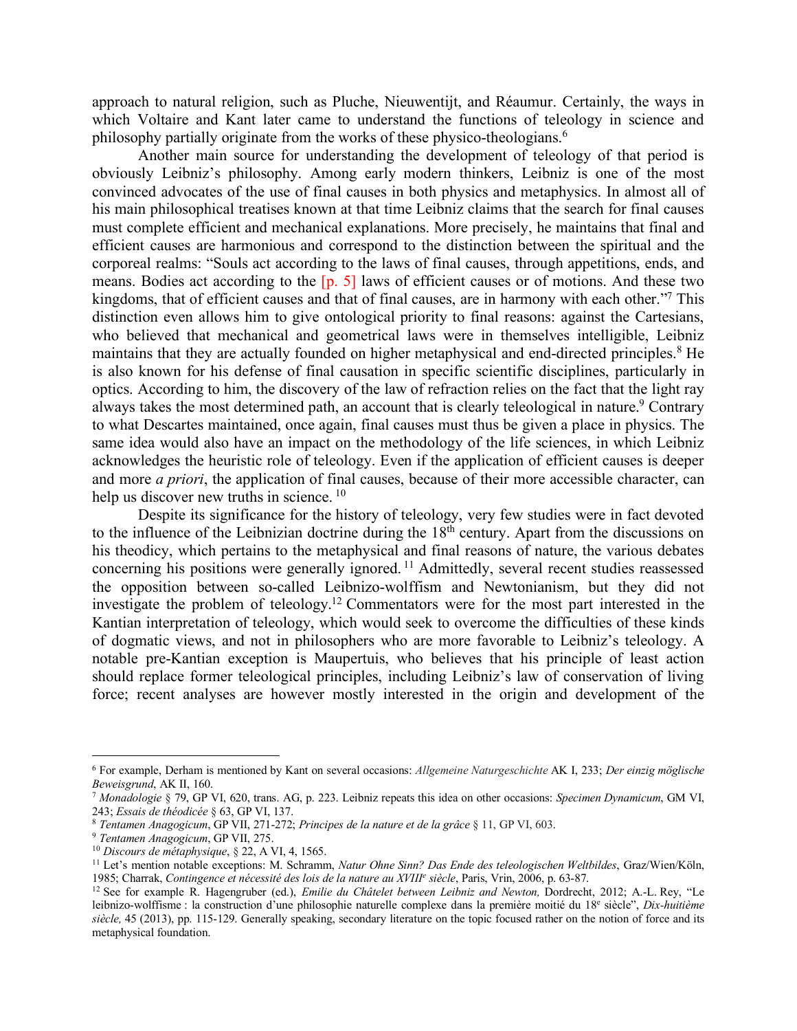approach to natural religion, such as Pluche, Nieuwentijt, and Réaumur. Certainly, the ways in which Voltaire and Kant later came to understand the functions of teleology in science and philosophy partially originate from the works of these physico-theologians.[6]

Another main source for understanding the development of teleology of that period is obviously Leibniz's philosophy. Among early modern thinkers, Leibniz is one of the most convinced advocates of the use of final causes in both physics and metaphysics. In almost all of his main philosophical treatises known at that time Leibniz claims that the search for final causes must complete efficient and mechanical explanations. More precisely, he maintains that final and efficient causes are harmonious and correspond to the distinction between the spiritual and the corporeal realms: "Souls act according to the laws of final causes, through appetitions, ends, and means. Bodies act according to the [p. 5] laws of efficient causes or of motions. And these two kingdoms, that of efficient causes and that of final causes, are in harmony with each other."[7] This distinction even allows him to give ontological priority to final reasons: against the Cartesians, who believed that mechanical and geometrical laws were in themselves intelligible, Leibniz maintains that they are actually founded on higher metaphysical and end-directed principles.[8] He is also known for his defense of final causation in specific scientific disciplines, particularly in optics. According to him, the discovery of the law of refraction relies on the fact that the light ray always takes the most determined path, an account that is clearly teleological in nature.[9] Contrary to what Descartes maintained, once again, final causes must thus be given a place in physics. The same idea would also have an impact on the methodology of the life sciences, in which Leibniz acknowledges the heuristic role of teleology. Even if the application of efficient causes is deeper and more *a priori*, the application of final causes, because of their more accessible character, can help us discover new truths in science.[10]

Despite its significance for the history of teleology, very few studies were in fact devoted to the influence of the Leibnizian doctrine during the 18th century. Apart from the discussions on his theodicy, which pertains to the metaphysical and final reasons of nature, the various debates concerning his positions were generally ignored.[11] Admittedly, several recent studies reassessed the opposition between so-called Leibnizo-wolffism and Newtonianism, but they did not investigate the problem of teleology.[12] Commentators were for the most part interested in the Kantian interpretation of teleology, which would seek to overcome the difficulties of these kinds of dogmatic views, and not in philosophers who are more favorable to Leibniz's teleology. A notable pre-Kantian exception is Maupertuis, who believes that his principle of least action should replace former teleological principles, including Leibniz's law of conservation of living force; recent analyses are however mostly interested in the origin and development of the

---

[6] For example, Derham is mentioned by Kant on several occasions: *Allgemeine Naturgeschichte* AK I, 233; *Der einzig möglische Beweisgrund*, AK II, 160.

[7] *Monadologie* § 79, GP VI, 620, trans. AG, p. 223. Leibniz repeats this idea on other occasions: *Specimen Dynamicum*, GM VI, 243; *Essais de théodicée* § 63, GP VI, 137.

[8] *Tentamen Anagogicum*, GP VII, 271-272; *Principes de la nature et de la grâce* § 11, GP VI, 603.

[9] *Tentamen Anagogicum*, GP VII, 275.

[10] *Discours de métaphysique*, § 22, A VI, 4, 1565.

[11] Let's mention notable exceptions: M. Schramm, *Natur Ohne Sinn? Das Ende des teleologischen Weltbildes*, Graz/Wien/Köln, 1985; Charrak, *Contingence et nécessité des lois de la nature au XVIII<sup>e</sup> siècle*, Paris, Vrin, 2006, p. 63-87.

[12] See for example R. Hagengruber (ed.), *Emilie du Châtelet between Leibniz and Newton,* Dordrecht, 2012; A.-L. Rey, "Le leibnizo-wolffisme : la construction d'une philosophie naturelle complexe dans la première moitié du 18e siècle", *Dix-huitième siècle,* 45 (2013), pp. 115-129. Generally speaking, secondary literature on the topic focused rather on the notion of force and its metaphysical foundation.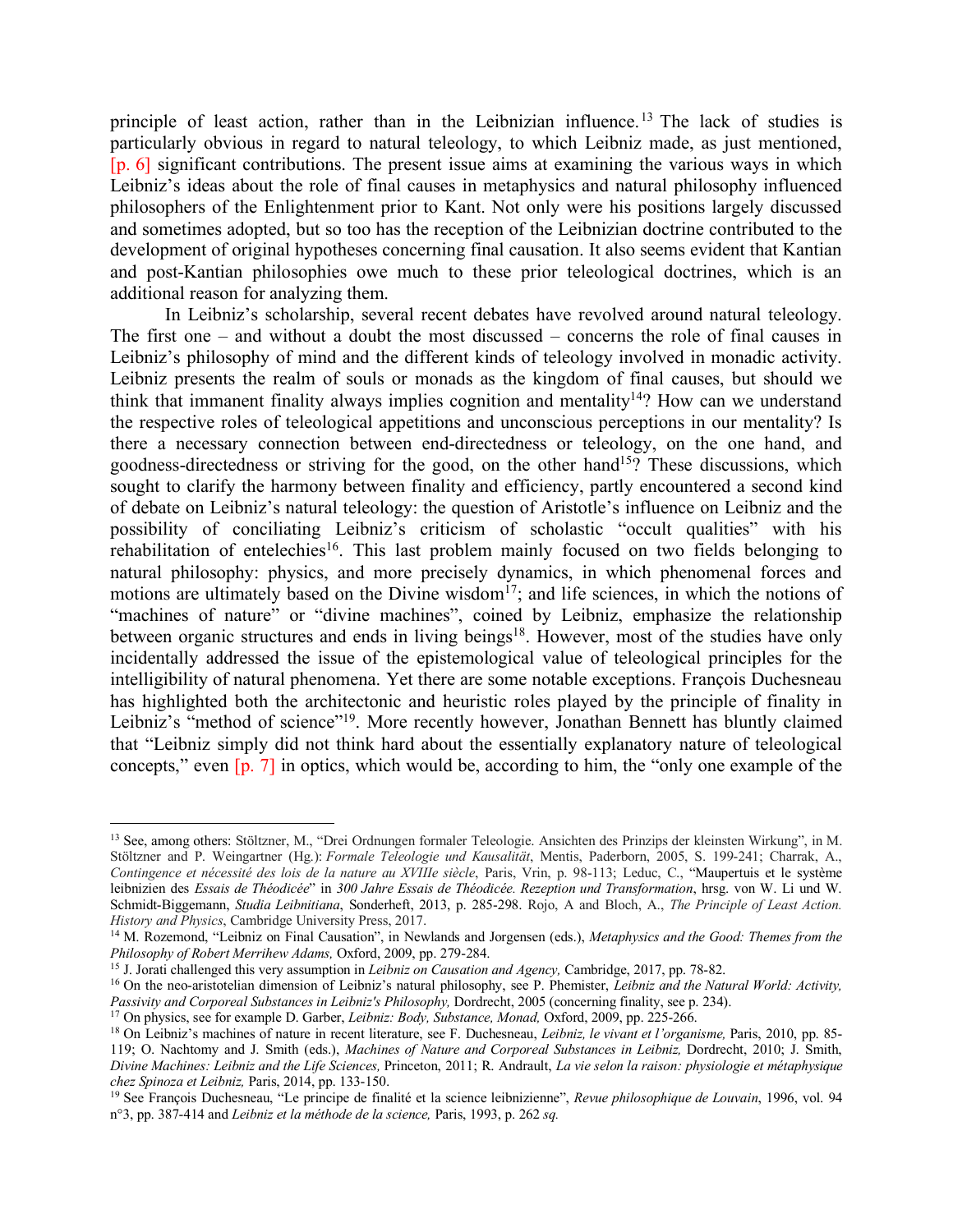principle of least action, rather than in the Leibnizian influence.[13] The lack of studies is particularly obvious in regard to natural teleology, to which Leibniz made, as just mentioned, [p. 6] significant contributions. The present issue aims at examining the various ways in which Leibniz's ideas about the role of final causes in metaphysics and natural philosophy influenced philosophers of the Enlightenment prior to Kant. Not only were his positions largely discussed and sometimes adopted, but so too has the reception of the Leibnizian doctrine contributed to the development of original hypotheses concerning final causation. It also seems evident that Kantian and post-Kantian philosophies owe much to these prior teleological doctrines, which is an additional reason for analyzing them.

In Leibniz's scholarship, several recent debates have revolved around natural teleology. The first one – and without a doubt the most discussed – concerns the role of final causes in Leibniz's philosophy of mind and the different kinds of teleology involved in monadic activity. Leibniz presents the realm of souls or monads as the kingdom of final causes, but should we think that immanent finality always implies cognition and mentality[14]? How can we understand the respective roles of teleological appetitions and unconscious perceptions in our mentality? Is there a necessary connection between end-directedness or teleology, on the one hand, and goodness-directedness or striving for the good, on the other hand[15]? These discussions, which sought to clarify the harmony between finality and efficiency, partly encountered a second kind of debate on Leibniz's natural teleology: the question of Aristotle's influence on Leibniz and the possibility of conciliating Leibniz's criticism of scholastic "occult qualities" with his rehabilitation of entelechies[16]. This last problem mainly focused on two fields belonging to natural philosophy: physics, and more precisely dynamics, in which phenomenal forces and motions are ultimately based on the Divine wisdom[17]; and life sciences, in which the notions of "machines of nature" or "divine machines", coined by Leibniz, emphasize the relationship between organic structures and ends in living beings[18]. However, most of the studies have only incidentally addressed the issue of the epistemological value of teleological principles for the intelligibility of natural phenomena. Yet there are some notable exceptions. François Duchesneau has highlighted both the architectonic and heuristic roles played by the principle of finality in Leibniz's "method of science"[19]. More recently however, Jonathan Bennett has bluntly claimed that "Leibniz simply did not think hard about the essentially explanatory nature of teleological concepts," even [p. 7] in optics, which would be, according to him, the "only one example of the

---

[13] See, among others: Stöltzner, M., "Drei Ordnungen formaler Teleologie. Ansichten des Prinzips der kleinsten Wirkung", in M. Stöltzner and P. Weingartner (Hg.): *Formale Teleologie und Kausalität*, Mentis, Paderborn, 2005, S. 199-241; Charrak, A., *Contingence et nécessité des lois de la nature au XVIIIe siècle*, Paris, Vrin, p. 98-113; Leduc, C., "Maupertuis et le système leibnizien des *Essais de Théodicée*" in *300 Jahre Essais de Théodicée. Rezeption und Transformation*, hrsg. von W. Li und W. Schmidt-Biggemann, *Studia Leibnitiana*, Sonderheft, 2013, p. 285-298. Rojo, A and Bloch, A., *The Principle of Least Action. History and Physics*, Cambridge University Press, 2017.

[14] M. Rozemond, "Leibniz on Final Causation", in Newlands and Jorgensen (eds.), *Metaphysics and the Good: Themes from the Philosophy of Robert Merrihew Adams,* Oxford, 2009, pp. 279-284.

[15] J. Jorati challenged this very assumption in *Leibniz on Causation and Agency,* Cambridge, 2017, pp. 78-82.

[16] On the neo-aristotelian dimension of Leibniz's natural philosophy, see P. Phemister, *Leibniz and the Natural World: Activity, Passivity and Corporeal Substances in Leibniz's Philosophy,* Dordrecht, 2005 (concerning finality, see p. 234).

[17] On physics, see for example D. Garber, *Leibniz: Body, Substance, Monad,* Oxford, 2009, pp. 225-266.

[18] On Leibniz's machines of nature in recent literature, see F. Duchesneau, *Leibniz, le vivant et l'organisme,* Paris, 2010, pp. 85-119; O. Nachtomy and J. Smith (eds.), *Machines of Nature and Corporeal Substances in Leibniz,* Dordrecht, 2010; J. Smith, *Divine Machines: Leibniz and the Life Sciences,* Princeton, 2011; R. Andrault, *La vie selon la raison: physiologie et métaphysique chez Spinoza et Leibniz,* Paris, 2014, pp. 133-150.

[19] See François Duchesneau, "Le principe de finalité et la science leibnizienne", *Revue philosophique de Louvain*, 1996, vol. 94 n°3, pp. 387-414 and *Leibniz et la méthode de la science,* Paris, 1993, p. 262 *sq.*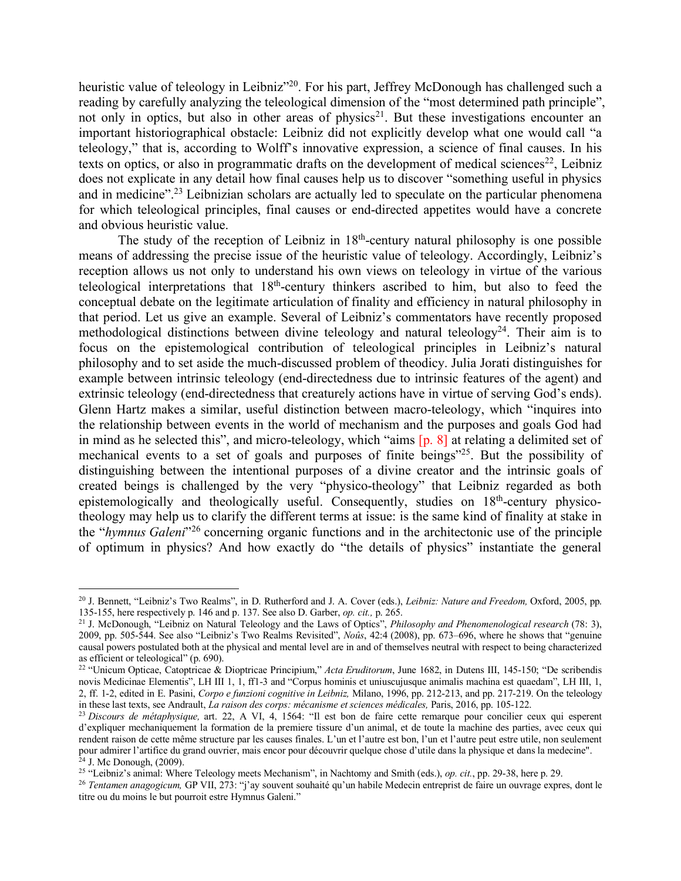heuristic value of teleology in Leibniz"[20]. For his part, Jeffrey McDonough has challenged such a reading by carefully analyzing the teleological dimension of the "most determined path principle", not only in optics, but also in other areas of physics[21]. But these investigations encounter an important historiographical obstacle: Leibniz did not explicitly develop what one would call "a teleology," that is, according to Wolff's innovative expression, a science of final causes. In his texts on optics, or also in programmatic drafts on the development of medical sciences[22], Leibniz does not explicate in any detail how final causes help us to discover "something useful in physics and in medicine".[23] Leibnizian scholars are actually led to speculate on the particular phenomena for which teleological principles, final causes or end-directed appetites would have a concrete and obvious heuristic value.

The study of the reception of Leibniz in 18th-century natural philosophy is one possible means of addressing the precise issue of the heuristic value of teleology. Accordingly, Leibniz's reception allows us not only to understand his own views on teleology in virtue of the various teleological interpretations that 18th-century thinkers ascribed to him, but also to feed the conceptual debate on the legitimate articulation of finality and efficiency in natural philosophy in that period. Let us give an example. Several of Leibniz's commentators have recently proposed methodological distinctions between divine teleology and natural teleology[24]. Their aim is to focus on the epistemological contribution of teleological principles in Leibniz's natural philosophy and to set aside the much-discussed problem of theodicy. Julia Jorati distinguishes for example between intrinsic teleology (end-directedness due to intrinsic features of the agent) and extrinsic teleology (end-directedness that creaturely actions have in virtue of serving God's ends). Glenn Hartz makes a similar, useful distinction between macro-teleology, which "inquires into the relationship between events in the world of mechanism and the purposes and goals God had in mind as he selected this", and micro-teleology, which "aims [p. 8] at relating a delimited set of mechanical events to a set of goals and purposes of finite beings"[25]. But the possibility of distinguishing between the intentional purposes of a divine creator and the intrinsic goals of created beings is challenged by the very "physico-theology" that Leibniz regarded as both epistemologically and theologically useful. Consequently, studies on 18th-century physico-theology may help us to clarify the different terms at issue: is the same kind of finality at stake in the "*hymnus Galeni*"[26] concerning organic functions and in the architectonic use of the principle of optimum in physics? And how exactly do "the details of physics" instantiate the general

---

[20] J. Bennett, "Leibniz's Two Realms", in D. Rutherford and J. A. Cover (eds.), *Leibniz: Nature and Freedom,* Oxford, 2005, pp. 135-155, here respectively p. 146 and p. 137. See also D. Garber, *op. cit.,* p. 265.

[21] J. McDonough, "Leibniz on Natural Teleology and the Laws of Optics", *Philosophy and Phenomenological research* (78: 3), 2009, pp. 505-544. See also "Leibniz's Two Realms Revisited", *Noûs*, 42:4 (2008), pp. 673–696, where he shows that "genuine causal powers postulated both at the physical and mental level are in and of themselves neutral with respect to being characterized as efficient or teleological" (p. 690).

[22] "Unicum Opticae, Catoptricae & Dioptricae Principium," *Acta Eruditorum*, June 1682, in Dutens III, 145-150; "De scribendis novis Medicinae Elementis", LH III 1, 1, ff1-3 and "Corpus hominis et uniuscujusque animalis machina est quaedam", LH III, 1, 2, ff. 1-2, edited in E. Pasini, *Corpo e funzioni cognitive in Leibniz,* Milano, 1996, pp. 212-213, and pp. 217-219. On the teleology in these last texts, see Andrault, *La raison des corps: mécanisme et sciences médicales,* Paris, 2016, pp. 105-122.

[23] *Discours de métaphysique,* art. 22, A VI, 4, 1564: "Il est bon de faire cette remarque pour concilier ceux qui esperent d'expliquer mechaniquement la formation de la premiere tissure d'un animal, et de toute la machine des parties, avec ceux qui rendent raison de cette même structure par les causes finales. L'un et l'autre est bon, l'un et l'autre peut estre utile, non seulement pour admirer l'artifice du grand ouvrier, mais encor pour découvrir quelque chose d'utile dans la physique et dans la medecine".

[24] J. Mc Donough, (2009).

[25] "Leibniz's animal: Where Teleology meets Mechanism", in Nachtomy and Smith (eds.), *op. cit.*, pp. 29-38, here p. 29.

[26] *Tentamen anagogicum,* GP VII, 273: "j'ay souvent souhaité qu'un habile Medecin entreprist de faire un ouvrage expres, dont le titre ou du moins le but pourroit estre Hymnus Galeni."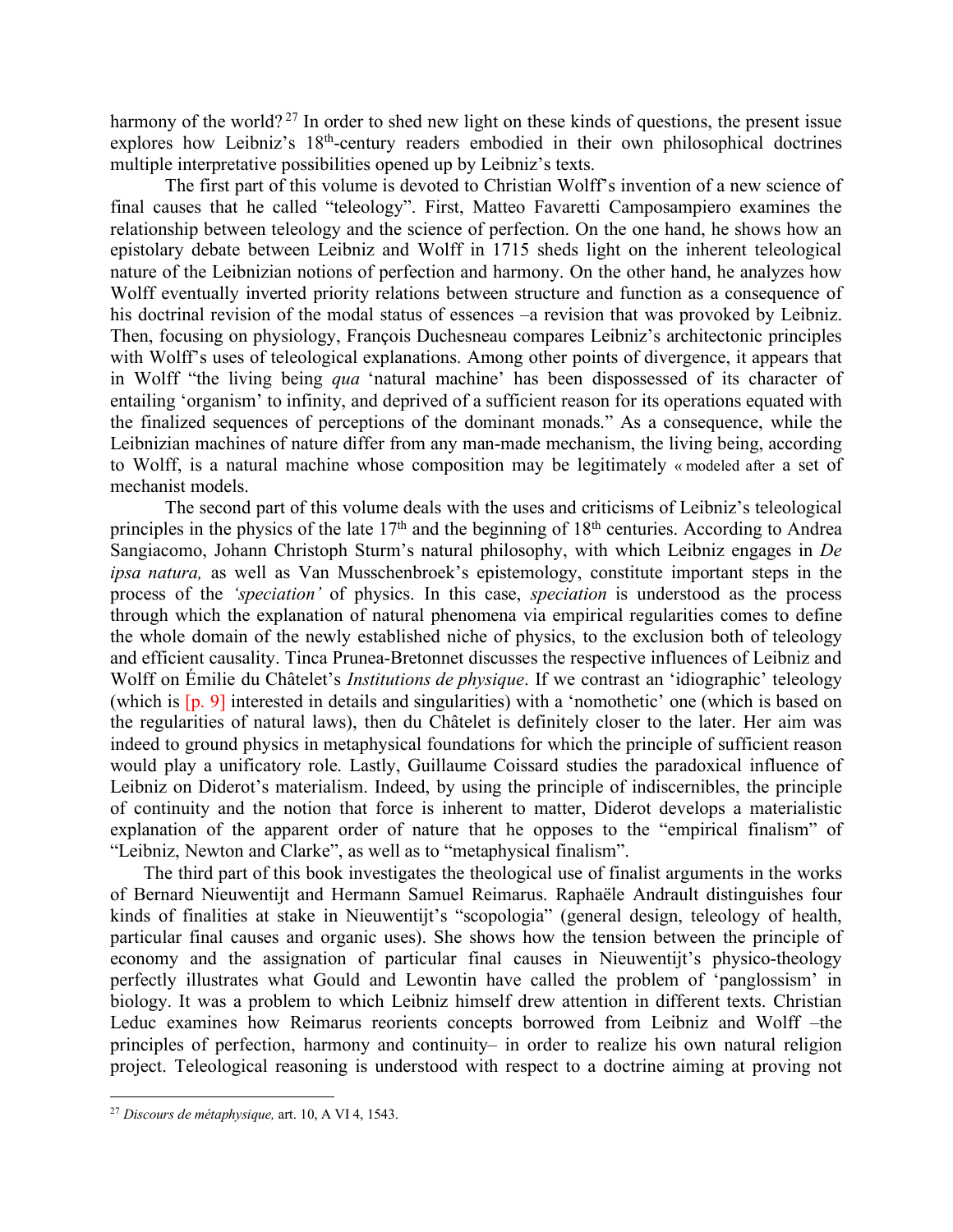harmony of the world? [27] In order to shed new light on these kinds of questions, the present issue explores how Leibniz's 18th-century readers embodied in their own philosophical doctrines multiple interpretative possibilities opened up by Leibniz's texts.

The first part of this volume is devoted to Christian Wolff's invention of a new science of final causes that he called "teleology". First, Matteo Favaretti Camposampiero examines the relationship between teleology and the science of perfection. On the one hand, he shows how an epistolary debate between Leibniz and Wolff in 1715 sheds light on the inherent teleological nature of the Leibnizian notions of perfection and harmony. On the other hand, he analyzes how Wolff eventually inverted priority relations between structure and function as a consequence of his doctrinal revision of the modal status of essences –a revision that was provoked by Leibniz. Then, focusing on physiology, François Duchesneau compares Leibniz's architectonic principles with Wolff's uses of teleological explanations. Among other points of divergence, it appears that in Wolff "the living being *qua* 'natural machine' has been dispossessed of its character of entailing 'organism' to infinity, and deprived of a sufficient reason for its operations equated with the finalized sequences of perceptions of the dominant monads." As a consequence, while the Leibnizian machines of nature differ from any man-made mechanism, the living being, according to Wolff, is a natural machine whose composition may be legitimately « modeled after a set of mechanist models.

The second part of this volume deals with the uses and criticisms of Leibniz's teleological principles in the physics of the late 17th and the beginning of 18th centuries. According to Andrea Sangiacomo, Johann Christoph Sturm's natural philosophy, with which Leibniz engages in *De ipsa natura,* as well as Van Musschenbroek's epistemology, constitute important steps in the process of the *'speciation'* of physics. In this case, *speciation* is understood as the process through which the explanation of natural phenomena via empirical regularities comes to define the whole domain of the newly established niche of physics, to the exclusion both of teleology and efficient causality. Tinca Prunea-Bretonnet discusses the respective influences of Leibniz and Wolff on Émilie du Châtelet's *Institutions de physique*. If we contrast an 'idiographic' teleology (which is [p. 9] interested in details and singularities) with a 'nomothetic' one (which is based on the regularities of natural laws), then du Châtelet is definitely closer to the later. Her aim was indeed to ground physics in metaphysical foundations for which the principle of sufficient reason would play a unificatory role. Lastly, Guillaume Coissard studies the paradoxical influence of Leibniz on Diderot's materialism. Indeed, by using the principle of indiscernibles, the principle of continuity and the notion that force is inherent to matter, Diderot develops a materialistic explanation of the apparent order of nature that he opposes to the "empirical finalism" of "Leibniz, Newton and Clarke", as well as to "metaphysical finalism".

The third part of this book investigates the theological use of finalist arguments in the works of Bernard Nieuwentijt and Hermann Samuel Reimarus. Raphaële Andrault distinguishes four kinds of finalities at stake in Nieuwentijt's "scopologia" (general design, teleology of health, particular final causes and organic uses). She shows how the tension between the principle of economy and the assignation of particular final causes in Nieuwentijt's physico-theology perfectly illustrates what Gould and Lewontin have called the problem of 'panglossism' in biology. It was a problem to which Leibniz himself drew attention in different texts. Christian Leduc examines how Reimarus reorients concepts borrowed from Leibniz and Wolff –the principles of perfection, harmony and continuity– in order to realize his own natural religion project. Teleological reasoning is understood with respect to a doctrine aiming at proving not

---

[27] *Discours de métaphysique,* art. 10, A VI 4, 1543.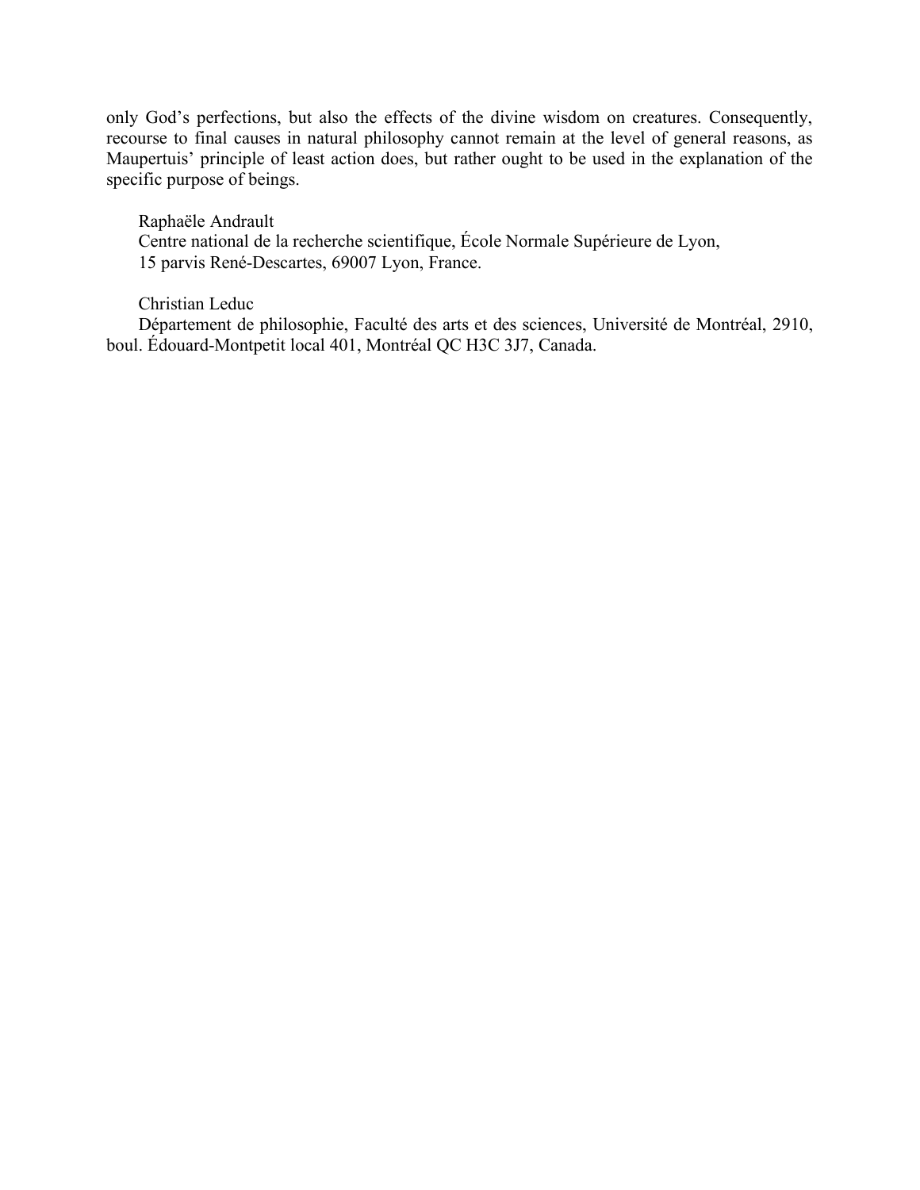only God's perfections, but also the effects of the divine wisdom on creatures. Consequently, recourse to final causes in natural philosophy cannot remain at the level of general reasons, as Maupertuis' principle of least action does, but rather ought to be used in the explanation of the specific purpose of beings.

Raphaële Andrault
Centre national de la recherche scientifique, École Normale Supérieure de Lyon,
15 parvis René-Descartes, 69007 Lyon, France.

Christian Leduc
Département de philosophie, Faculté des arts et des sciences, Université de Montréal, 2910, boul. Édouard-Montpetit local 401, Montréal QC H3C 3J7, Canada.